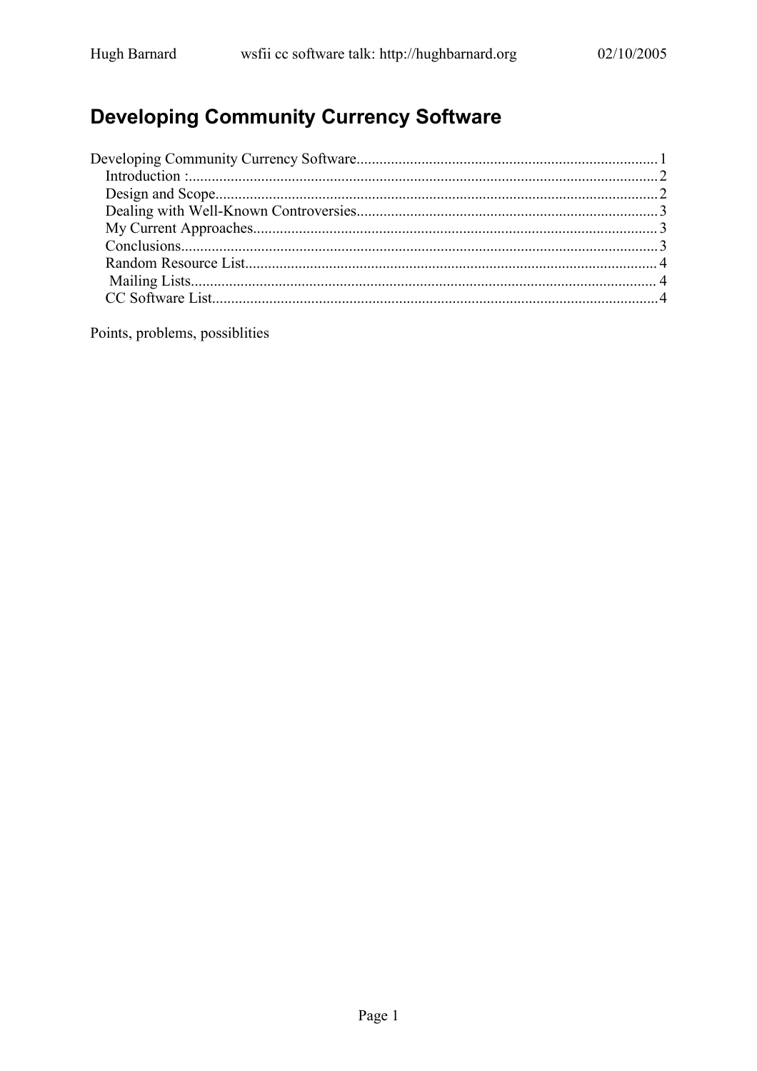# Developing Community Currency Software

Developing Community Currency Software.....1
- Introduction :.....2
- Design and Scope.....2
- Dealing with Well-Known Controversies.....3
- My Current Approaches.....3
- Conclusions.....3
- Random Resource List.....4
- Mailing Lists.....4
- CC Software List.....4

Points, problems, possiblities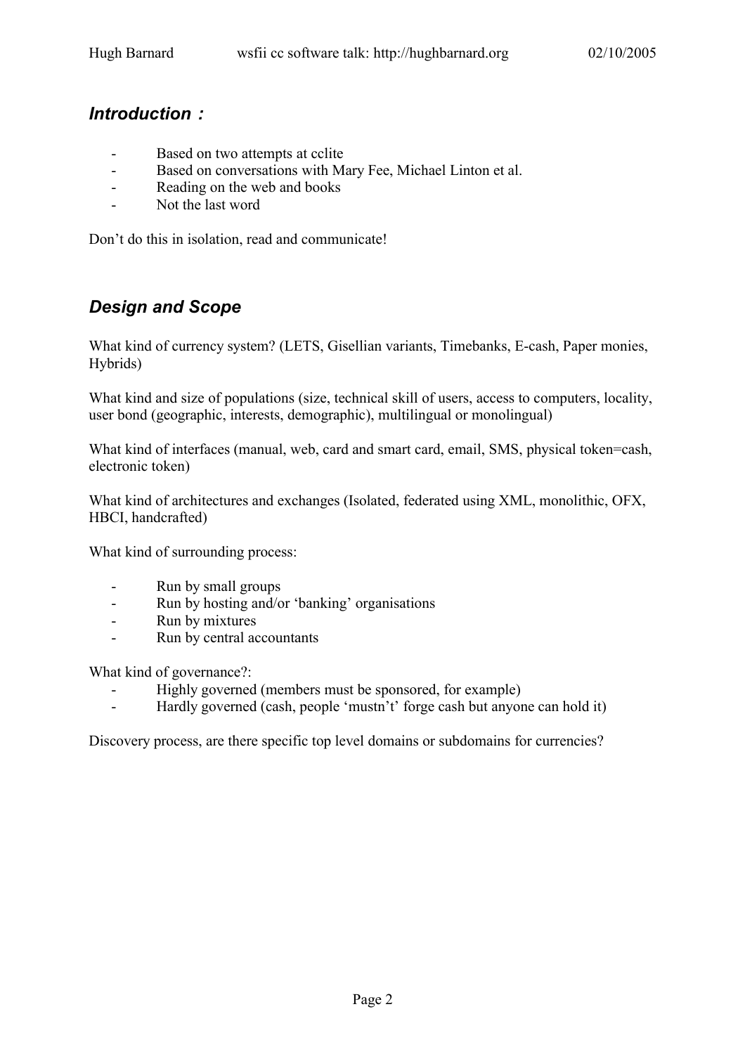## *Introduction :*

- Based on two attempts at cclite
- Based on conversations with Mary Fee, Michael Linton et al.
- Reading on the web and books
- Not the last word

Don't do this in isolation, read and communicate!

## *Design and Scope*

What kind of currency system? (LETS, Gisellian variants, Timebanks, E-cash, Paper monies, Hybrids)

What kind and size of populations (size, technical skill of users, access to computers, locality, user bond (geographic, interests, demographic), multilingual or monolingual)

What kind of interfaces (manual, web, card and smart card, email, SMS, physical token=cash, electronic token)

What kind of architectures and exchanges (Isolated, federated using XML, monolithic, OFX, HBCI, handcrafted)

What kind of surrounding process:

- Run by small groups
- Run by hosting and/or 'banking' organisations
- Run by mixtures
- Run by central accountants

What kind of governance?:

- Highly governed (members must be sponsored, for example)
- Hardly governed (cash, people 'mustn't' forge cash but anyone can hold it)

Discovery process, are there specific top level domains or subdomains for currencies?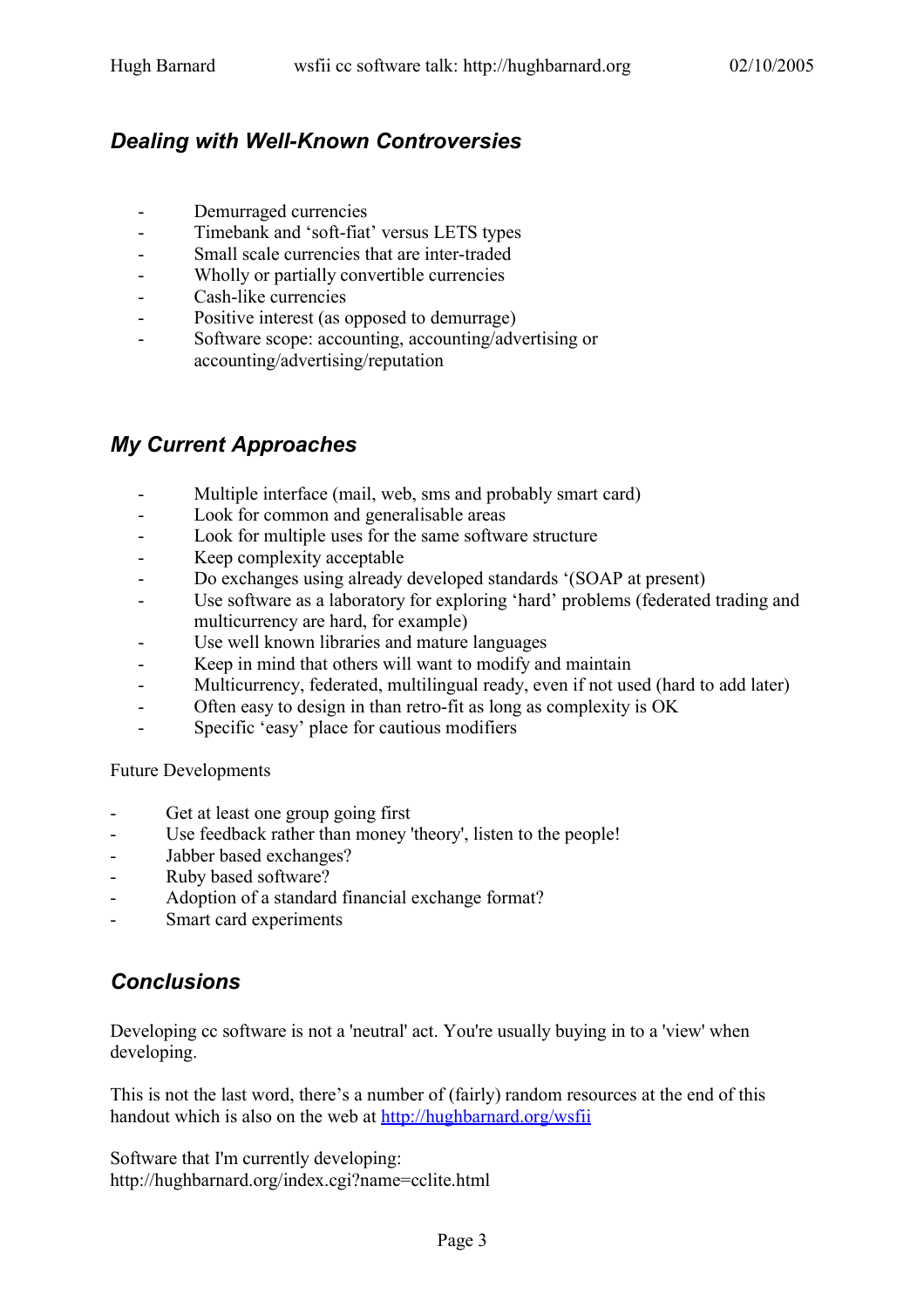## *Dealing with Well-Known Controversies*

- Demurraged currencies
- Timebank and 'soft-fiat' versus LETS types
- Small scale currencies that are inter-traded
- Wholly or partially convertible currencies
- Cash-like currencies
- Positive interest (as opposed to demurrage)
- Software scope: accounting, accounting/advertising or accounting/advertising/reputation

## *My Current Approaches*

- Multiple interface (mail, web, sms and probably smart card)
- Look for common and generalisable areas
- Look for multiple uses for the same software structure
- Keep complexity acceptable
- Do exchanges using already developed standards '(SOAP at present)
- Use software as a laboratory for exploring 'hard' problems (federated trading and multicurrency are hard, for example)
- Use well known libraries and mature languages
- Keep in mind that others will want to modify and maintain
- Multicurrency, federated, multilingual ready, even if not used (hard to add later)
- Often easy to design in than retro-fit as long as complexity is OK
- Specific 'easy' place for cautious modifiers

Future Developments

- Get at least one group going first
- Use feedback rather than money 'theory', listen to the people!
- Jabber based exchanges?
- Ruby based software?
- Adoption of a standard financial exchange format?
- Smart card experiments

## *Conclusions*

Developing cc software is not a 'neutral' act. You're usually buying in to a 'view' when developing.

This is not the last word, there's a number of (fairly) random resources at the end of this handout which is also on the web at [http://hughbarnard.org/wsfii](http://hughbarnard.org/wsfii)

Software that I'm currently developing:
http://hughbarnard.org/index.cgi?name=cclite.html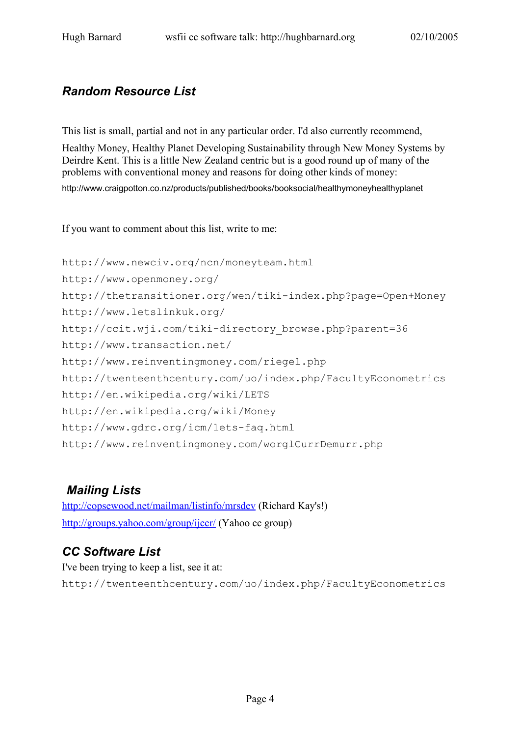## *Random Resource List*

This list is small, partial and not in any particular order. I'd also currently recommend,

Healthy Money, Healthy Planet Developing Sustainability through New Money Systems by Deirdre Kent. This is a little New Zealand centric but is a good round up of many of the problems with conventional money and reasons for doing other kinds of money:

http://www.craigpotton.co.nz/products/published/books/booksocial/healthymoneyhealthyplanet

If you want to comment about this list, write to me:

```
http://www.newciv.org/ncn/moneyteam.html
http://www.openmoney.org/
http://thetransitioner.org/wen/tiki-index.php?page=Open+Money
http://www.letslinkuk.org/
http://ccit.wji.com/tiki-directory_browse.php?parent=36
http://www.transaction.net/
http://www.reinventingmoney.com/riegel.php
http://twenteenthcentury.com/uo/index.php/FacultyEconometrics
http://en.wikipedia.org/wiki/LETS
http://en.wikipedia.org/wiki/Money
http://www.gdrc.org/icm/lets-faq.html
http://www.reinventingmoney.com/worglCurrDemurr.php
```

## *Mailing Lists*

http://copsewood.net/mailman/listinfo/mrsdev (Richard Kay's!)

http://groups.yahoo.com/group/ijccr/ (Yahoo cc group)

## *CC Software List*

I've been trying to keep a list, see it at:

```
http://twenteenthcentury.com/uo/index.php/FacultyEconometrics
```